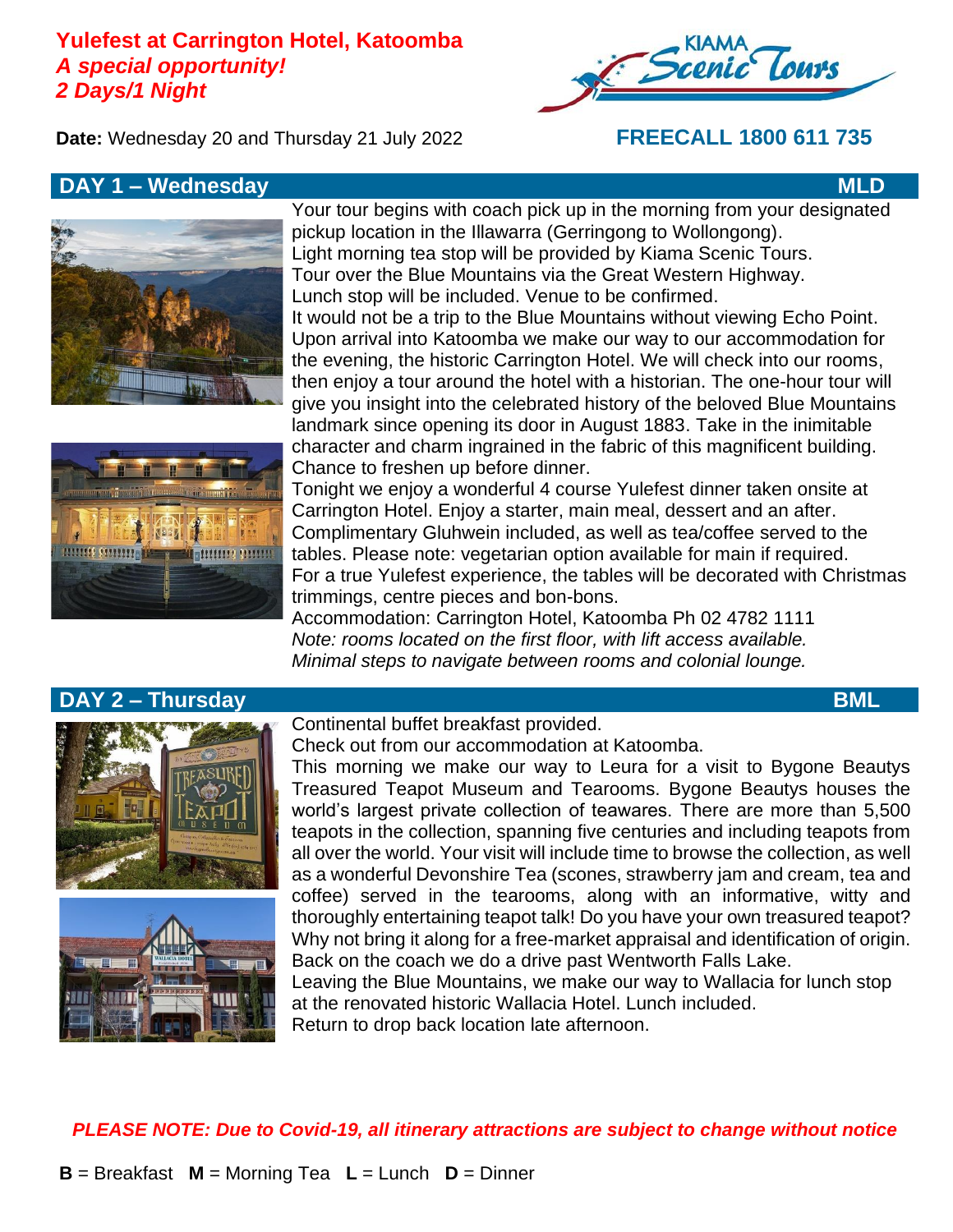# Yulefest at Carrington Hotel, Katoomba

## *A special opportunity!*

## *2 Days/1 Night*

KIAMA Scenic Tours

**Date:** Wednesday 20 and Thursday 21 July 2022

**FREECALL 1800 611 735**

## DAY 1 – Wednesday — MLD

Your tour begins with coach pick up in the morning from your designated pickup location in the Illawarra (Gerringong to Wollongong).
Light morning tea stop will be provided by Kiama Scenic Tours.
Tour over the Blue Mountains via the Great Western Highway.
Lunch stop will be included. Venue to be confirmed.
It would not be a trip to the Blue Mountains without viewing Echo Point.
Upon arrival into Katoomba we make our way to our accommodation for the evening, the historic Carrington Hotel. We will check into our rooms, then enjoy a tour around the hotel with a historian. The one-hour tour will give you insight into the celebrated history of the beloved Blue Mountains landmark since opening its door in August 1883. Take in the inimitable character and charm ingrained in the fabric of this magnificent building.
Chance to freshen up before dinner.
Tonight we enjoy a wonderful 4 course Yulefest dinner taken onsite at Carrington Hotel. Enjoy a starter, main meal, dessert and an after. Complimentary Gluhwein included, as well as tea/coffee served to the tables. Please note: vegetarian option available for main if required.
For a true Yulefest experience, the tables will be decorated with Christmas trimmings, centre pieces and bon-bons.
Accommodation: Carrington Hotel, Katoomba Ph 02 4782 1111
*Note: rooms located on the first floor, with lift access available.*
*Minimal steps to navigate between rooms and colonial lounge.*

## DAY 2 – Thursday — BML

Continental buffet breakfast provided.
Check out from our accommodation at Katoomba.
This morning we make our way to Leura for a visit to Bygone Beautys Treasured Teapot Museum and Tearooms. Bygone Beautys houses the world's largest private collection of teawares. There are more than 5,500 teapots in the collection, spanning five centuries and including teapots from all over the world. Your visit will include time to browse the collection, as well as a wonderful Devonshire Tea (scones, strawberry jam and cream, tea and coffee) served in the tearooms, along with an informative, witty and thoroughly entertaining teapot talk! Do you have your own treasured teapot? Why not bring it along for a free-market appraisal and identification of origin.
Back on the coach we do a drive past Wentworth Falls Lake.
Leaving the Blue Mountains, we make our way to Wallacia for lunch stop at the renovated historic Wallacia Hotel. Lunch included.
Return to drop back location late afternoon.

***PLEASE NOTE: Due to Covid-19, all itinerary attractions are subject to change without notice***

**B** = Breakfast **M** = Morning Tea **L** = Lunch **D** = Dinner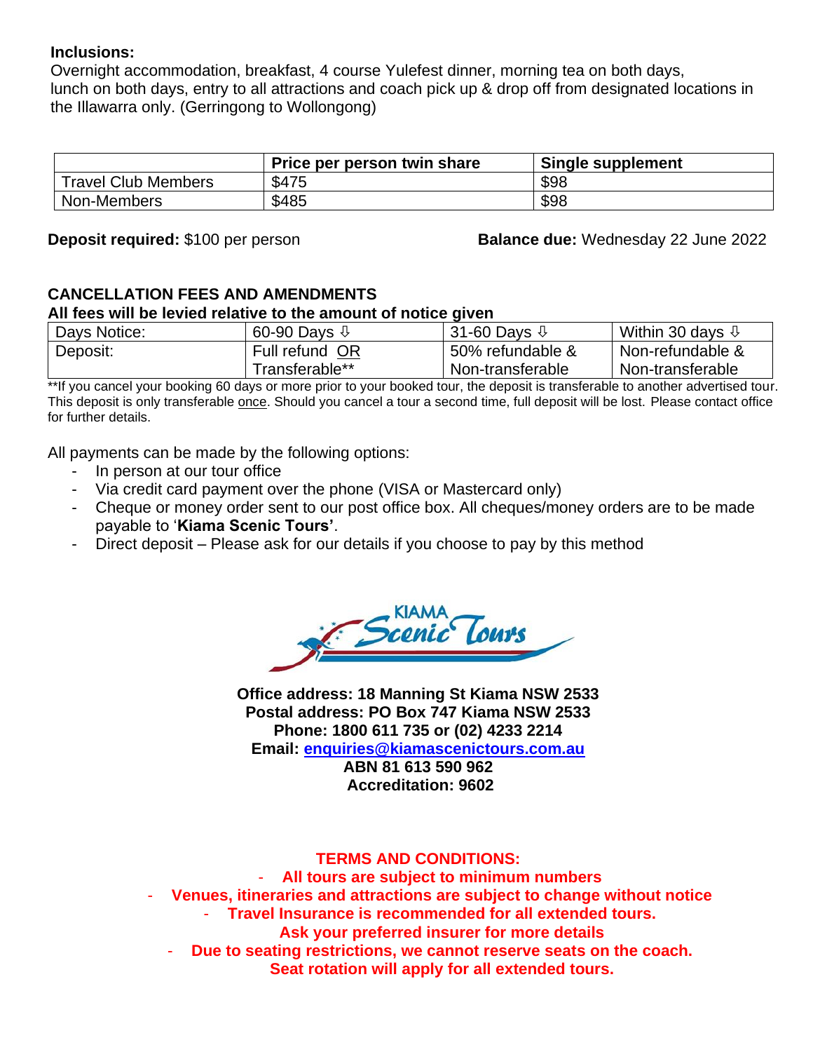**Inclusions:**
Overnight accommodation, breakfast, 4 course Yulefest dinner, morning tea on both days, lunch on both days, entry to all attractions and coach pick up & drop off from designated locations in the Illawarra only. (Gerringong to Wollongong)

| | Price per person twin share | Single supplement |
|---|---|---|
| Travel Club Members | $475 | $98 |
| Non-Members | $485 | $98 |

**Deposit required:** $100 per person

**Balance due:** Wednesday 22 June 2022

**CANCELLATION FEES AND AMENDMENTS**

**All fees will be levied relative to the amount of notice given**

| Days Notice: | 60-90 Days ⇩ | 31-60 Days ⇩ | Within 30 days ⇩ |
|---|---|---|---|
| Deposit: | Full refund OR Transferable** | 50% refundable & Non-transferable | Non-refundable & Non-transferable |

**If you cancel your booking 60 days or more prior to your booked tour, the deposit is transferable to another advertised tour. This deposit is only transferable once. Should you cancel a tour a second time, full deposit will be lost. Please contact office for further details.

All payments can be made by the following options:

- In person at our tour office
- Via credit card payment over the phone (VISA or Mastercard only)
- Cheque or money order sent to our post office box. All cheques/money orders are to be made payable to '**Kiama Scenic Tours'**.
- Direct deposit – Please ask for our details if you choose to pay by this method

KIAMA Scenic Tours

**Office address: 18 Manning St Kiama NSW 2533**
**Postal address: PO Box 747 Kiama NSW 2533**
**Phone: 1800 611 735 or (02) 4233 2214**
**Email: enquiries@kiamascenictours.com.au**
**ABN 81 613 590 962**
**Accreditation: 9602**

**TERMS AND CONDITIONS:**

- **All tours are subject to minimum numbers**
- **Venues, itineraries and attractions are subject to change without notice**
- **Travel Insurance is recommended for all extended tours. Ask your preferred insurer for more details**
- **Due to seating restrictions, we cannot reserve seats on the coach. Seat rotation will apply for all extended tours.**